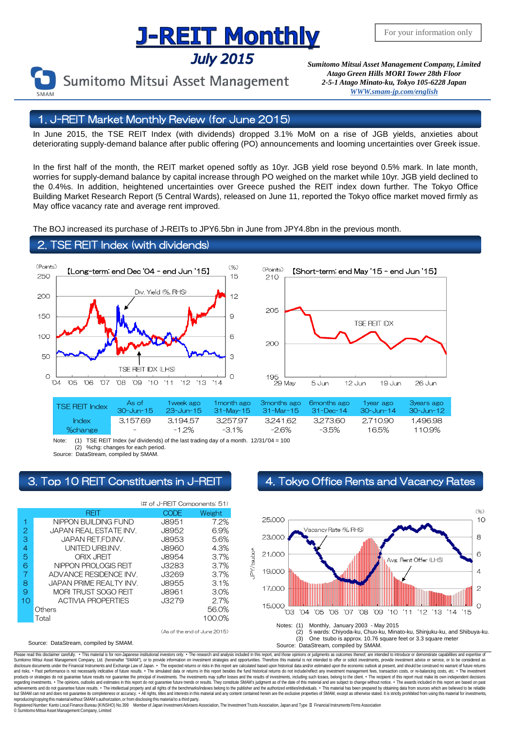# J-REIT Monthly

## July 2015

For your information only

Sumitomo Mitsui Asset Management

*Sumitomo Mitsui Asset Management Company, Limited*
*Atago Green Hills MORI Tower 28th Floor*
*2-5-1 Atago Minato-ku, Tokyo 105-6228 Japan*
*WWW.smam-jp.com/english*

## 1. J-REIT Market Monthly Review (for June 2015)

In June 2015, the TSE REIT Index (with dividends) dropped 3.1% MoM on a rise of JGB yields, anxieties about deteriorating supply-demand balance after public offering (PO) announcements and looming uncertainties over Greek issue.

In the first half of the month, the REIT market opened softly as 10yr. JGB yield rose beyond 0.5% mark. In late month, worries for supply-demand balance by capital increase through PO weighed on the market while 10yr. JGB yield declined to the 0.4%s. In addition, heightened uncertainties over Greece pushed the REIT index down further. The Tokyo Office Building Market Research Report (5 Central Wards), released on June 11, reported the Tokyo office market moved firmly as May office vacancy rate and average rent improved.

The BOJ increased its purchase of J-REITs to JPY6.5bn in June from JPY4.8bn in the previous month.

## 2. TSE REIT Index (with dividends)

【Long-term: end Dec '04 - end Jun '15】

【Short-term: end May '15 - end Jun '15】

| TSE REIT Index | As of 30-Jun-15 | 1week ago 23-Jun-15 | 1month ago 31-May-15 | 3months ago 31-Mar-15 | 6months ago 31-Dec-14 | 1year ago 30-Jun-14 | 3years ago 30-Jun-12 |
|---|---|---|---|---|---|---|---|
| Index | 3,157.69 | 3,194.57 | 3,257.97 | 3,241.62 | 3,273.60 | 2,710.90 | 1,496.98 |
| %change | - | -1.2% | -3.1% | -2.6% | -3.5% | 16.5% | 110.9% |

Note: (1) TSE REIT Index (w/ dividends) of the last trading day of a month. 12/31/'04 = 100
(2) %chg: changes for each period.
Source: DataStream, compiled by SMAM.

## 3. Top 10 REIT Constituents in J-REIT

(# of J-REIT Components: 51)

| | REIT | CODE | Weight |
|---|---|---|---|
| 1 | NIPPON BUILDING FUND | J8951 | 7.2% |
| 2 | JAPAN REAL ESTATE INV. | J8952 | 6.9% |
| 3 | JAPAN RET.FD.INV. | J8953 | 5.6% |
| 4 | UNITED URB.INV. | J8960 | 4.3% |
| 5 | ORIX JREIT | J8954 | 3.7% |
| 6 | NIPPON PROLOGIS REIT | J3283 | 3.7% |
| 7 | ADVANCE RESIDENCE INV. | J3269 | 3.7% |
| 8 | JAPAN PRIME REALTY INV. | J8955 | 3.1% |
| 9 | MORI TRUST SOGO REIT | J8961 | 3.0% |
| 10 | ACTIVIA PROPERTIES | J3279 | 2.7% |
| | Others | | 56.0% |
| | Total | | 100.0% |

(As of the end of June 2015)

Source: DataStream, compiled by SMAM.

## 4. Tokyo Office Rents and Vacancy Rates

Notes: (1) Monthly, January 2003 - May 2015
(2) 5 wards: Chiyoda-ku, Chuo-ku, Minato-ku, Shinjuku-ku, and Shibuya-ku.
(3) One tsubo is approx. 10.76 square feet or 3.3 square meter
Source: DataStream, compiled by SMAM.

Please read this disclaimer carefully. • This material is for non-Japanese institutional investors only. • The research and analysis included in this report, and those opinions or judgments as outcomes thereof, are intended to introduce or demonstrate capabilities and expertise of Sumitomo Mitsui Asset Management Company, Ltd. (hereinafter "SMAM"), or to provide information on investment strategies and opportunities. Therefore this material is not intended to offer or solicit investments, provide investment advice or service, or to be considered as disclosure documents under the Financial Instruments and Exchange Law of Japan. • The expected returns or risks in this report are calculated based upon historical data and/or estimated upon the economic outlook at present, and should be construed no warrant of future returns and risks. • Past performance is not necessarily indicative of future results. • The simulated data or returns in this report besides the fund historical returns do not include/reflect any investment management fees, transaction costs, or re-balancing costs, etc. • The investment products or strategies do not guarantee future results nor guarantee the principal of investments. The investments may suffer losses and the results of investments, including such losses, belong to the client. • The recipient of this report must make its own independent decisions regarding investments. • The opinions, outlooks and estimates in this report do not guarantee future trends or results. They constitute SMAM's judgment as of the date of this material and are subject to change without notice. • The awards included in this report are based on past achievements and do not guarantee future results. • The intellectual property and all rights of the benchmarks/indexes belong to the publisher and the authorized entities/individuals. • This material has been prepared by obtaining data from sources which are believed to be reliable but SMAM can not and does not guarantee its completeness or accuracy. • All rights, titles and interests in this material and any content contained herein are the exclusive properties of SMAM, except as otherwise stated. It is strictly prohibited from using this material for investments, reproducing/copying this material without SMAM's authorization, or from disclosing this material to a third party.
Registered Number: Kanto Local Finance Bureau (KINSHO) No.399 Member of Japan Investment Advisers Association, The Investment Trusts Association, Japan and Type Ⅱ Financial Instruments Firms Association
© Sumitomo Mitsui Asset Management Company, Limited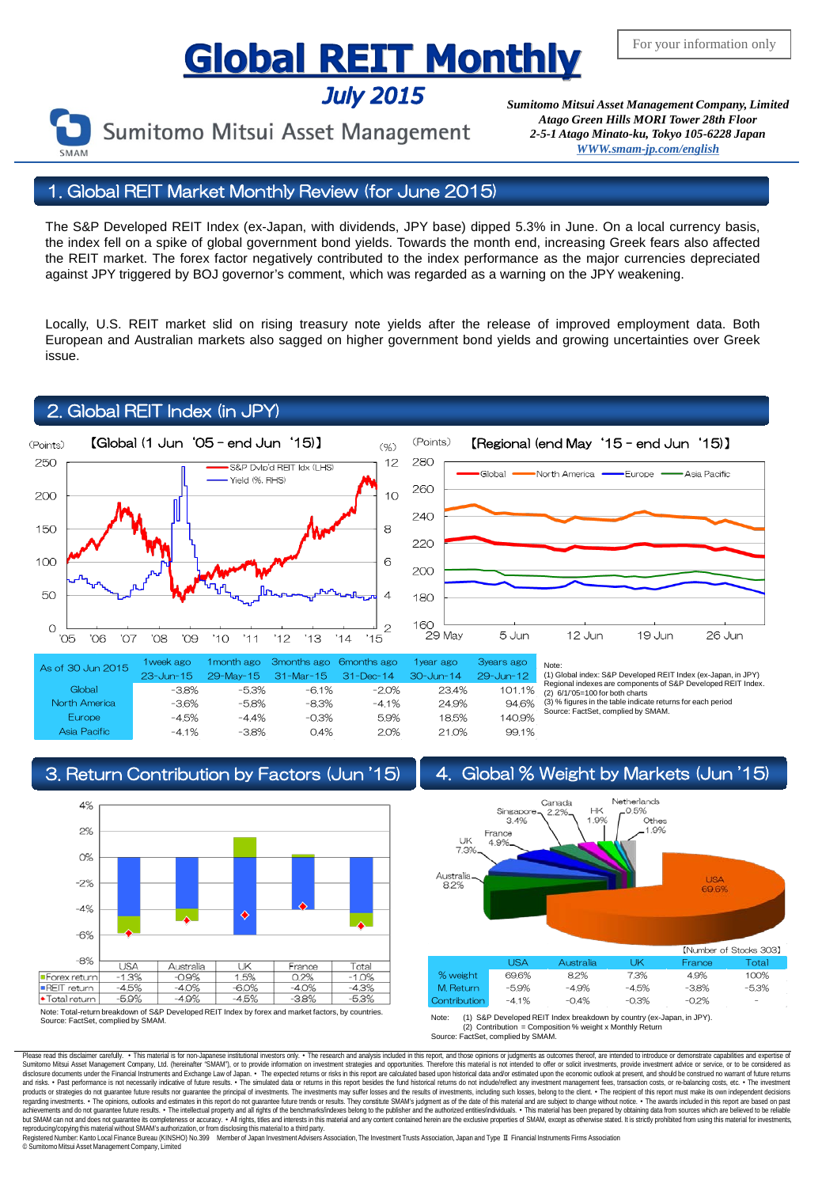For your information only

# Global REIT Monthly

## July 2015

Sumitomo Mitsui Asset Management

SMAM

*Sumitomo Mitsui Asset Management Company, Limited*
*Atago Green Hills MORI Tower 28th Floor*
*2-5-1 Atago Minato-ku, Tokyo 105-6228 Japan*
*WWW.smam-jp.com/english*

## 1. Global REIT Market Monthly Review (for June 2015)

The S&P Developed REIT Index (ex-Japan, with dividends, JPY base) dipped 5.3% in June. On a local currency basis, the index fell on a spike of global government bond yields. Towards the month end, increasing Greek fears also affected the REIT market. The forex factor negatively contributed to the index performance as the major currencies depreciated against JPY triggered by BOJ governor's comment, which was regarded as a warning on the JPY weakening.

Locally, U.S. REIT market slid on rising treasury note yields after the release of improved employment data. Both European and Australian markets also sagged on higher government bond yields and growing uncertainties over Greek issue.

## 2. Global REIT Index (in JPY)

【Global (1 Jun '05 - end Jun '15)】

(Points) (%)

S&P Dvlp'd REIT Idx (LHS)
Yield (%, RHS)

250 200 150 100 50 0
12 10 8 6 4 2
'05 '06 '07 '08 '09 '10 '11 '12 '13 '14 '15

【Regional (end May '15 - end Jun '15)】

(Points)

Global North America Europe Asia Pacific

280 260 240 220 200 180 160
29 May 5 Jun 12 Jun 19 Jun 26 Jun

| As of 30 Jun 2015 | 1week ago 23-Jun-15 | 1month ago 29-May-15 | 3months ago 31-Mar-15 | 6months ago 31-Dec-14 | 1year ago 30-Jun-14 | 3years ago 29-Jun-12 |
|---|---|---|---|---|---|---|
| Global | -3.8% | -5.3% | -6.1% | -2.0% | 23.4% | 101.1% |
| North America | -3.6% | -5.8% | -8.3% | -4.1% | 24.9% | 94.6% |
| Europe | -4.5% | -4.4% | -0.3% | 5.9% | 18.5% | 140.9% |
| Asia Pacific | -4.1% | -3.8% | 0.4% | 2.0% | 21.0% | 99.1% |

Note:
(1) Global index: S&P Developed REIT Index (ex-Japan, in JPY)
Regional indexes are components of S&P Developed REIT Index.
(2) 6/1/'05=100 for both charts
(3) % figures in the table indicate returns for each period
Source: FactSet, complied by SMAM.

## 3. Return Contribution by Factors (Jun '15)

4% 2% 0% -2% -4% -6% -8%

| | USA | Australia | UK | France | Total |
|---|---|---|---|---|---|
| Forex return | -1.3% | -0.9% | 1.5% | 0.2% | -1.0% |
| REIT return | -4.5% | -4.0% | -6.0% | -4.0% | -4.3% |
| Total return | -5.9% | -4.9% | -4.5% | -3.8% | -5.3% |

Note: Total-return breakdown of S&P Developed REIT Index by forex and market factors, by countries.
Source: FactSet, complied by SMAM.

## 4. Global % Weight by Markets (Jun '15)

USA 69.6%
Australia 8.2%
UK 7.3%
France 4.9%
Singapore 3.4%
Canada 2.2%
HK 1.9%
Netherlands 0.5%
Others 1.9%

【Number of Stocks 303】

| | USA | Australia | UK | France | Total |
|---|---|---|---|---|---|
| % weight | 69.6% | 8.2% | 7.3% | 4.9% | 100% |
| M. Return | -5.9% | -4.9% | -4.5% | -3.8% | -5.3% |
| Contribution | -4.1% | -0.4% | -0.3% | -0.2% | - |

Note: (1) S&P Developed REIT Index breakdown by country (ex-Japan, in JPY).
(2) Contribution = Composition % weight x Monthly Return
Source: FactSet, complied by SMAM.

Please read this disclaimer carefully. • This material is for non-Japanese institutional investors only. • The research and analysis included in this report, and those opinions or judgments as outcomes thereof, are intended to introduce or demonstrate capabilities and expertise of Sumitomo Mitsui Asset Management Company, Ltd. (hereinafter "SMAM"), or to provide information on investment strategies and opportunities. Therefore this material is not intended to offer or solicit investments, provide investment advice or service, or to be considered as disclosure documents under the Financial Instruments and Exchange Law of Japan. • The expected returns or risks in this report are calculated based upon historical data and/or estimated upon the economic outlook at present, and should be construed no warrant of future returns and risks. • Past performance is not necessarily indicative of future results. • The simulated data or returns in this report besides the fund historical returns do not include/reflect any investment management fees, transaction costs, or re-balancing costs, etc. • The investment products or strategies do not guarantee future results nor guarantee the principal of investments. The investments may suffer losses and the results of investments, including such losses, belong to the client. • The recipient of this report must make its own independent decisions regarding investments. • The opinions, outlooks and estimates in this report do not guarantee future trends or results. They constitute SMAM's judgment as of the date of this material and are subject to change without notice. • The awards included in this report are based on past achievements and do not guarantee future results. • The intellectual property and all rights of the benchmarks/indexes belong to the publisher and the authorized entities/individuals. • This material has been prepared by obtaining data from sources which are believed to be reliable but SMAM can not and does not guarantee its completeness or accuracy. • All rights, titles and interests in this material and any content contained herein are the exclusive properties of SMAM, except as otherwise stated. It is strictly prohibited from using this material for investments, reproducing/copying this material without SMAM's authorization, or from disclosing this material to a third party.
Registered Number: Kanto Local Finance Bureau (KINSHO) No.399 Member of Japan Investment Advisers Association, The Investment Trusts Association, Japan and Type Ⅱ Financial Instruments Firms Association
© Sumitomo Mitsui Asset Management Company, Limited